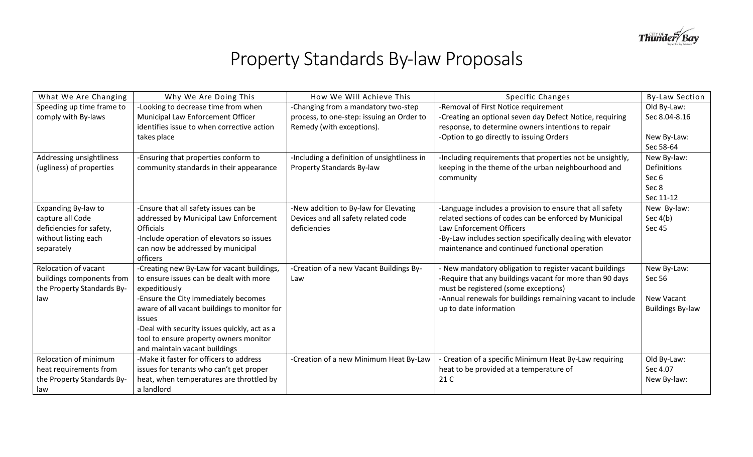# Property Standards By-law Proposals

| What We Are Changing | Why We Are Doing This | How We Will Achieve This | Specific Changes | By-Law Section |
|---|---|---|---|---|
| Speeding up time frame to comply with By-laws | -Looking to decrease time from when Municipal Law Enforcement Officer identifies issue to when corrective action takes place | -Changing from a mandatory two-step process, to one-step: issuing an Order to Remedy (with exceptions). | -Removal of First Notice requirement<br>-Creating an optional seven day Defect Notice, requiring response, to determine owners intentions to repair<br>-Option to go directly to issuing Orders | Old By-Law:<br>Sec 8.04-8.16<br><br>New By-Law:<br>Sec 58-64 |
| Addressing unsightliness (ugliness) of properties | -Ensuring that properties conform to community standards in their appearance | -Including a definition of unsightliness in Property Standards By-law | -Including requirements that properties not be unsightly, keeping in the theme of the urban neighbourhood and community | New By-law:<br>Definitions<br>Sec 6<br>Sec 8<br>Sec 11-12 |
| Expanding By-law to capture all Code deficiencies for safety, without listing each separately | -Ensure that all safety issues can be addressed by Municipal Law Enforcement Officials<br>-Include operation of elevators so issues can now be addressed by municipal officers | -New addition to By-law for Elevating Devices and all safety related code deficiencies | -Language includes a provision to ensure that all safety related sections of codes can be enforced by Municipal Law Enforcement Officers<br>-By-Law includes section specifically dealing with elevator maintenance and continued functional operation | New By-law:<br>Sec 4(b)<br>Sec 45 |
| Relocation of vacant buildings components from the Property Standards By-law | -Creating new By-Law for vacant buildings, to ensure issues can be dealt with more expeditiously<br>-Ensure the City immediately becomes aware of all vacant buildings to monitor for issues<br>-Deal with security issues quickly, act as a tool to ensure property owners monitor and maintain vacant buildings | -Creation of a new Vacant Buildings By-Law | - New mandatory obligation to register vacant buildings<br>-Require that any buildings vacant for more than 90 days must be registered (some exceptions)<br>-Annual renewals for buildings remaining vacant to include up to date information | New By-Law:<br>Sec 56<br><br>New Vacant Buildings By-law |
| Relocation of minimum heat requirements from the Property Standards By-law | -Make it faster for officers to address issues for tenants who can't get proper heat, when temperatures are throttled by a landlord | -Creation of a new Minimum Heat By-Law | - Creation of a specific Minimum Heat By-Law requiring heat to be provided at a temperature of 21 C | Old By-Law:<br>Sec 4.07<br>New By-law: |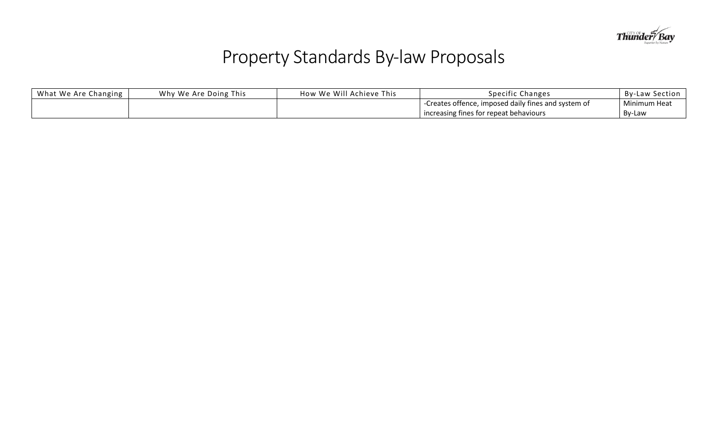# Property Standards By-law Proposals

| What We Are Changing | Why We Are Doing This | How We Will Achieve This | Specific Changes | By-Law Section |
|---|---|---|---|---|
| | | | -Creates offence, imposed daily fines and system of increasing fines for repeat behaviours | Minimum Heat By-Law |